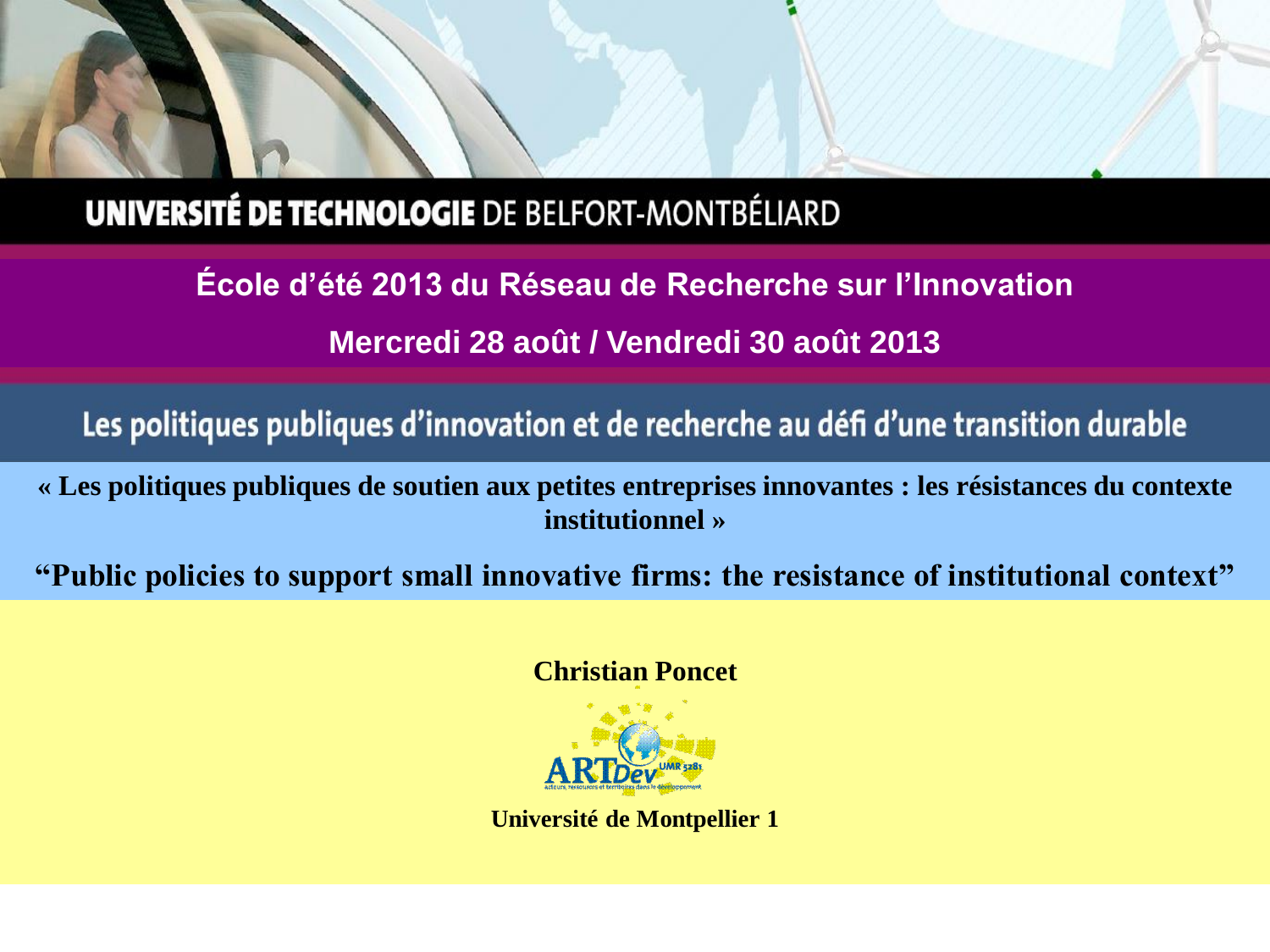UNIVERSITÉ DE TECHNOLOGIE DE BELFORT-MONTBÉLIARD

**École d'été 2013 du Réseau de Recherche sur l'Innovation**

**Mercredi 28 août / Vendredi 30 août 2013**

## Les politiques publiques d'innovation et de recherche au défi d'une transition durable

**« Les politiques publiques de soutien aux petites entreprises innovantes : les résistances du contexte institutionnel »**

**"Public policies to support small innovative firms: the resistance of institutional context"**

**Christian Poncet**

ARTDev UMR 5281 – acteurs, ressources et territoires dans le développement

**Université de Montpellier 1**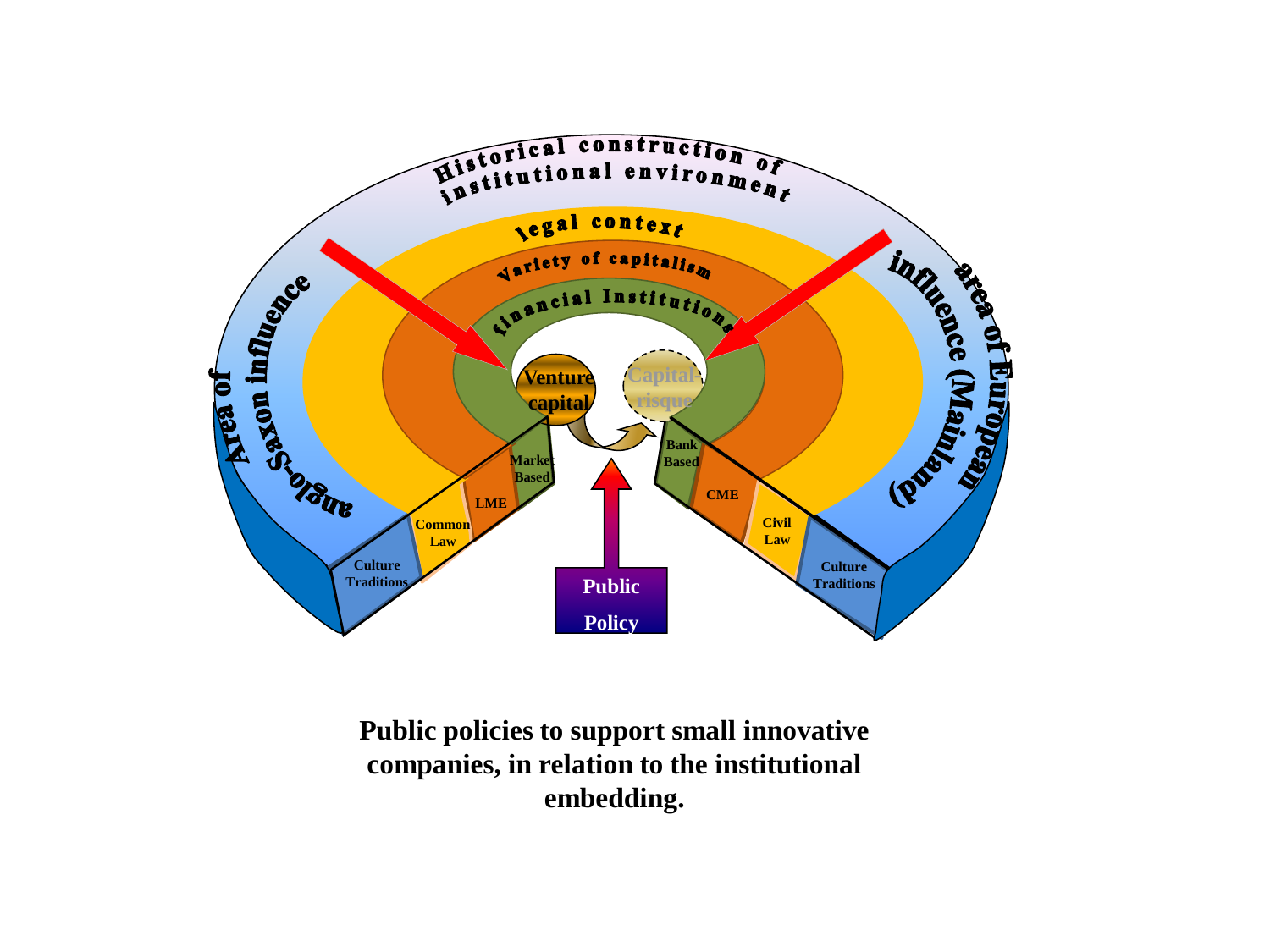Historical construction of institutional environment

legal context

Variety of capitalism

financial Institutions

Area of anglo-Saxon influence

area of European influence (Mainland)

Venture capital

Capital-risque

Market Based

LME

Common Law

Culture Traditions

Bank Based

CME

Civil Law

Culture Traditions

Public Policy

**Public policies to support small innovative companies, in relation to the institutional embedding.**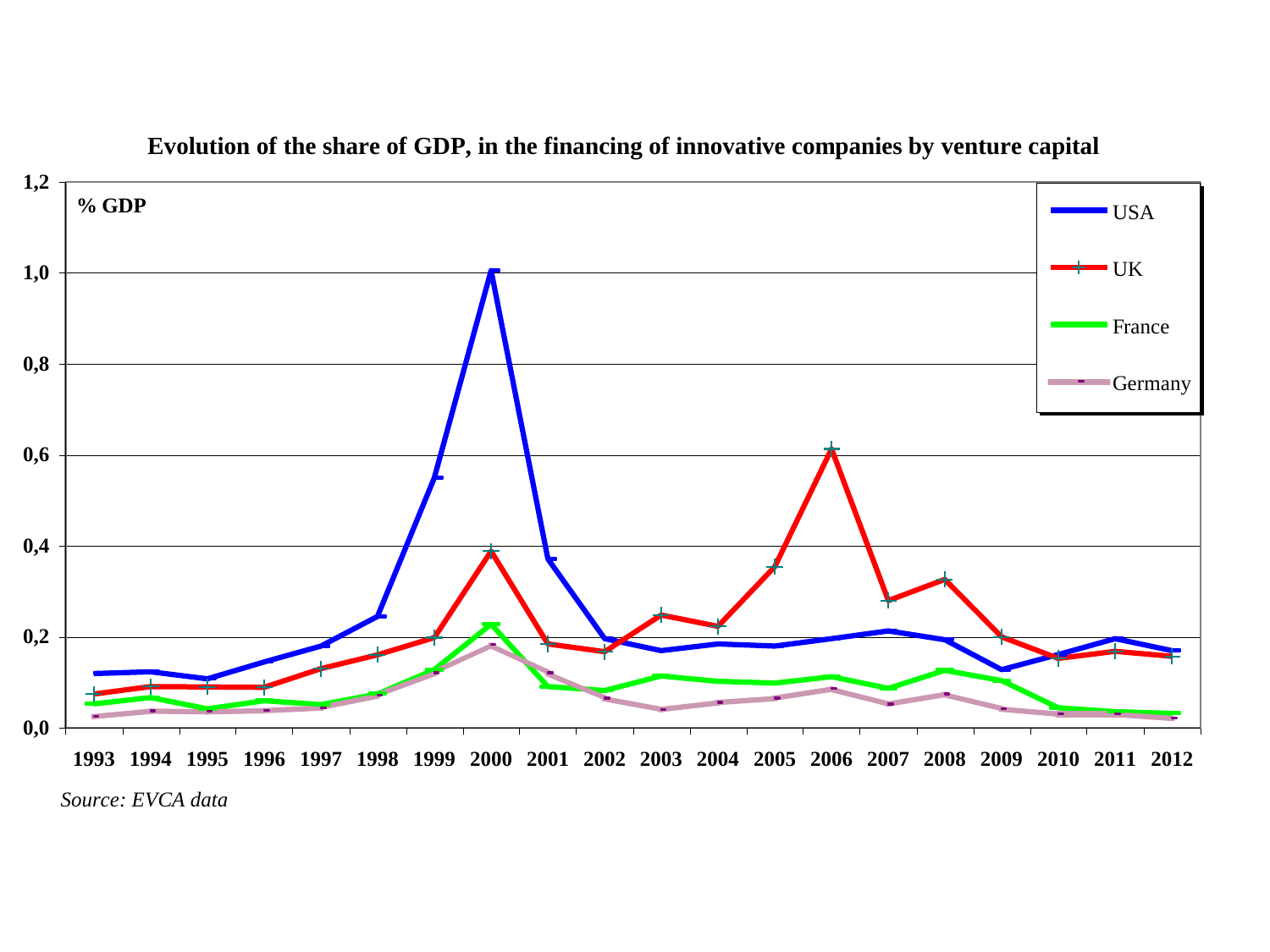**Evolution of the share of GDP, in the financing of innovative companies by venture capital**

*Source: EVCA data*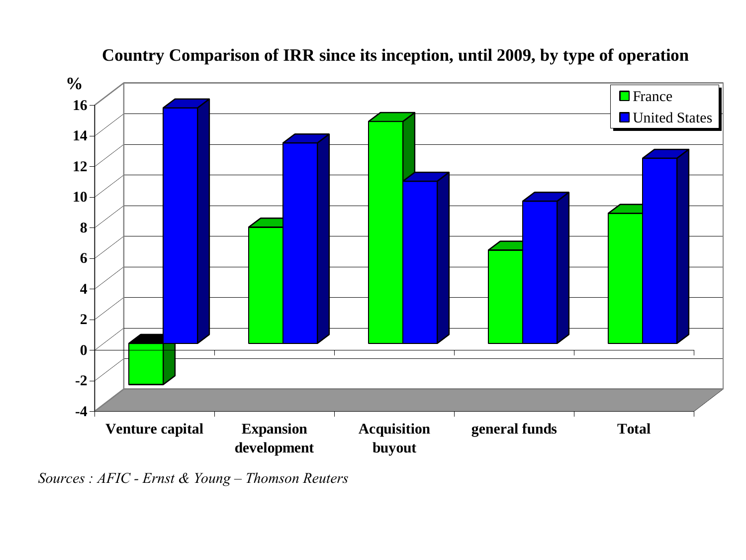**Country Comparison of IRR since its inception, until 2009, by type of operation**

%

16
14
12
10
8
6
4
2
0
-2
-4

France
United States

Venture capital | Expansion development | Acquisition buyout | general funds | Total

*Sources : AFIC - Ernst & Young – Thomson Reuters*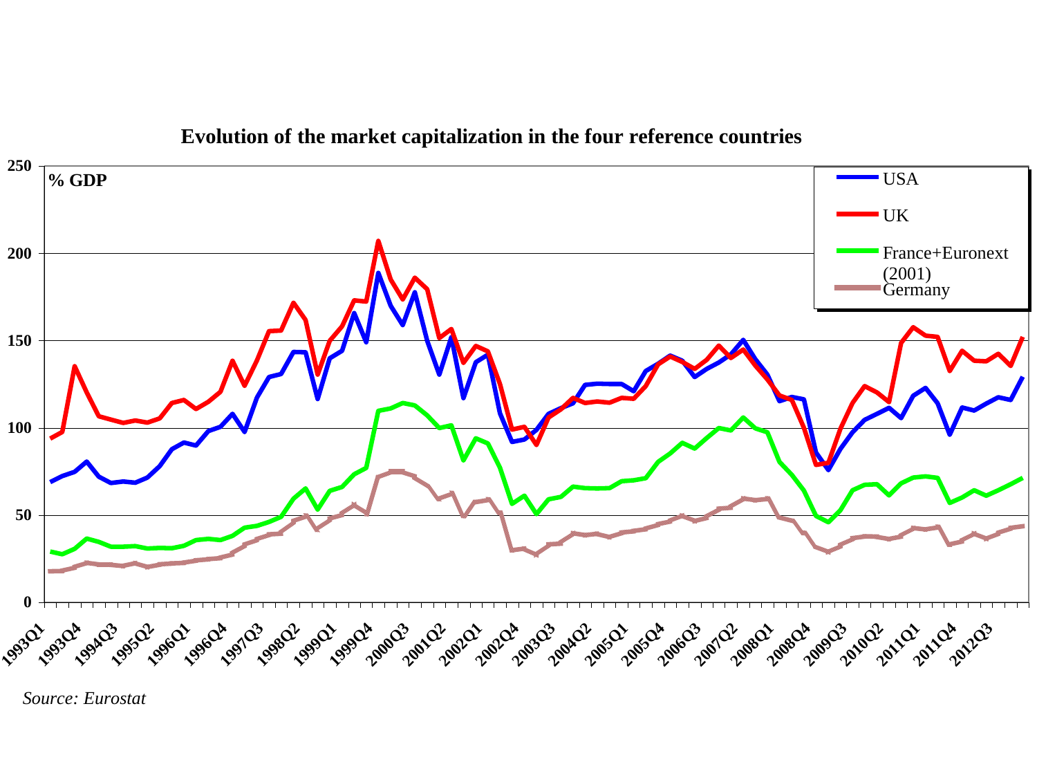**Evolution of the market capitalization in the four reference countries**

*Source: Eurostat*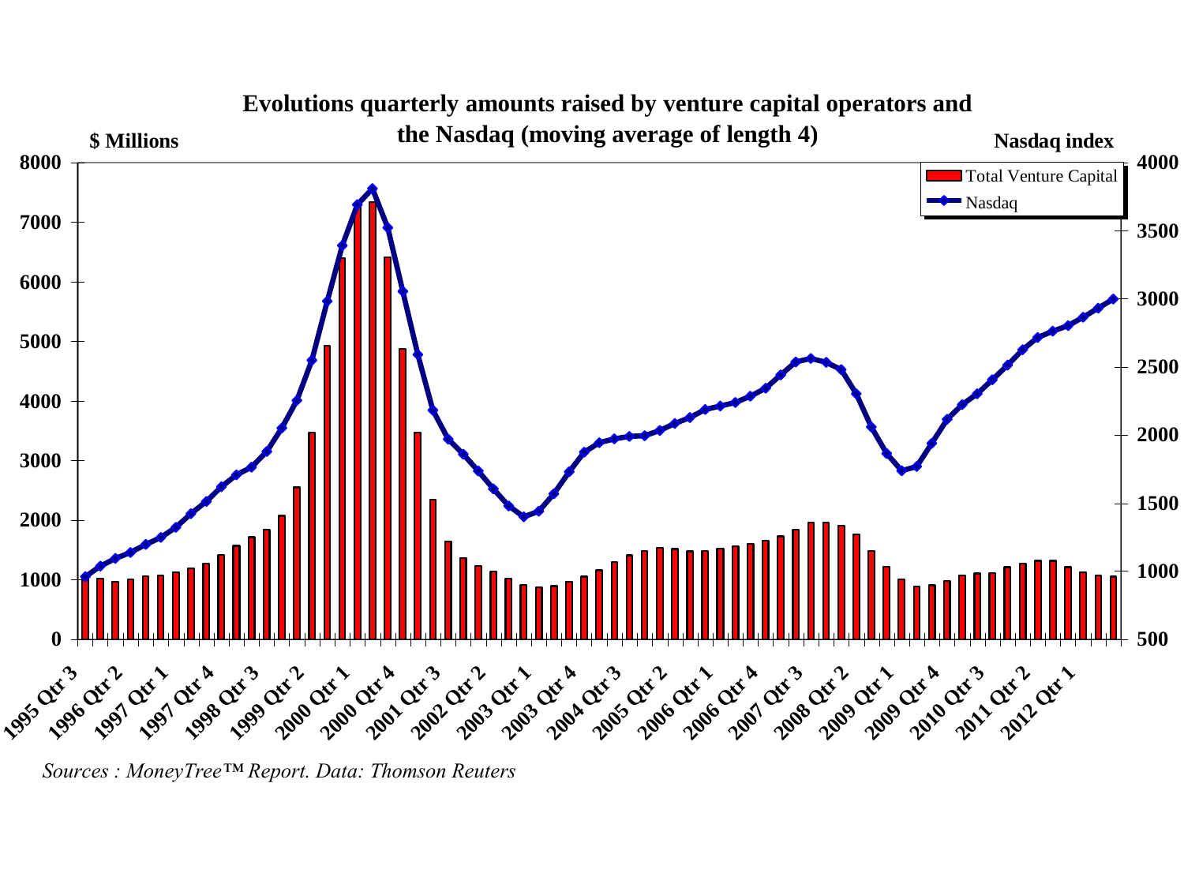**Evolutions quarterly amounts raised by venture capital operators and the Nasdaq (moving average of length 4)**

$ Millions | Nasdaq index

Legend: Total Venture Capital; Nasdaq

Left axis: 0, 1000, 2000, 3000, 4000, 5000, 6000, 7000, 8000

Right axis: 500, 1000, 1500, 2000, 2500, 3000, 3500, 4000

X axis: 1995 Qtr 3, 1996 Qtr 2, 1997 Qtr 1, 1997 Qtr 4, 1998 Qtr 3, 1999 Qtr 2, 2000 Qtr 1, 2000 Qtr 4, 2001 Qtr 3, 2002 Qtr 2, 2003 Qtr 1, 2003 Qtr 4, 2004 Qtr 3, 2005 Qtr 2, 2006 Qtr 1, 2006 Qtr 4, 2007 Qtr 3, 2008 Qtr 2, 2009 Qtr 1, 2009 Qtr 4, 2010 Qtr 3, 2011 Qtr 2, 2012 Qtr 1

*Sources : MoneyTree™ Report. Data: Thomson Reuters*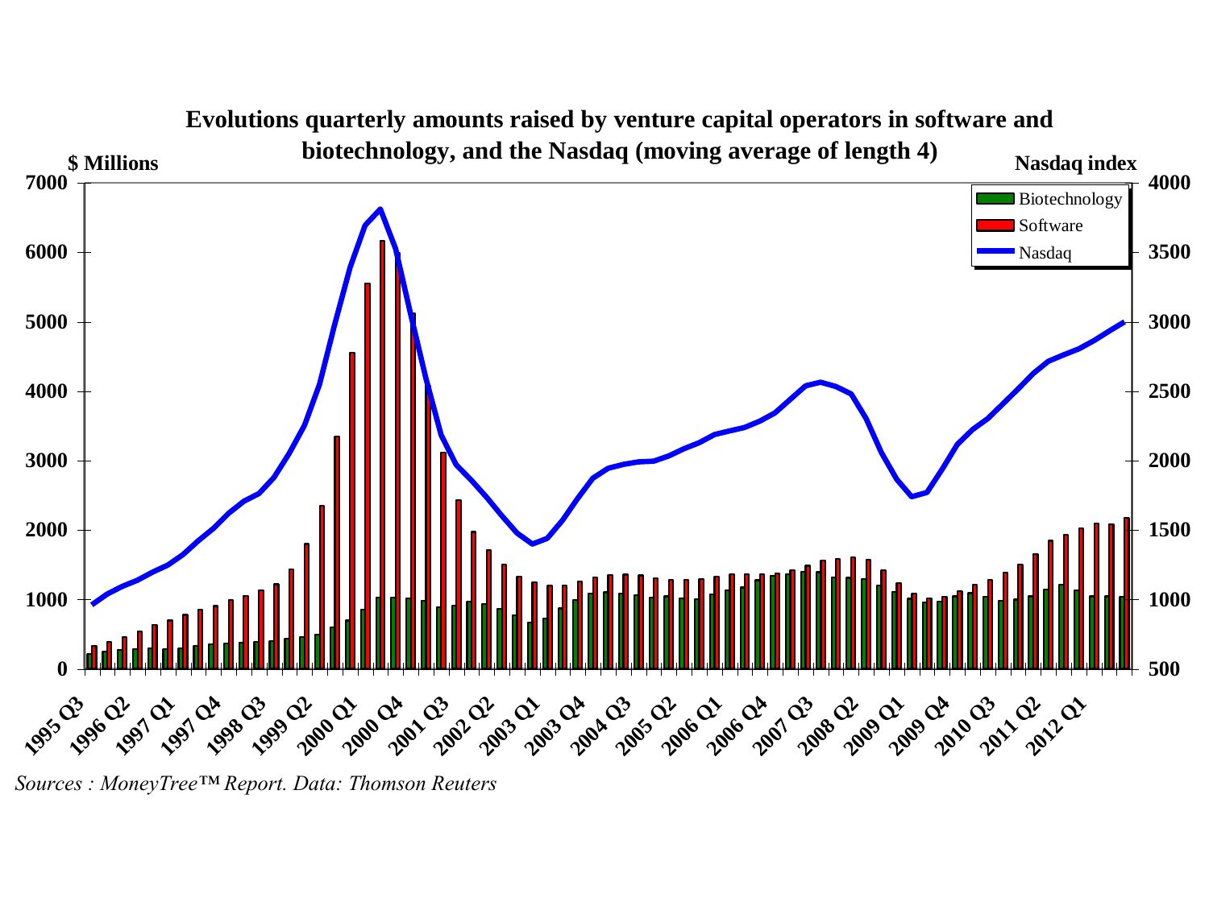**Evolutions quarterly amounts raised by venture capital operators in software and biotechnology, and the Nasdaq (moving average of length 4)**

$ Millions — Nasdaq index

Legend: Biotechnology, Software, Nasdaq

*Sources : MoneyTree™ Report. Data: Thomson Reuters*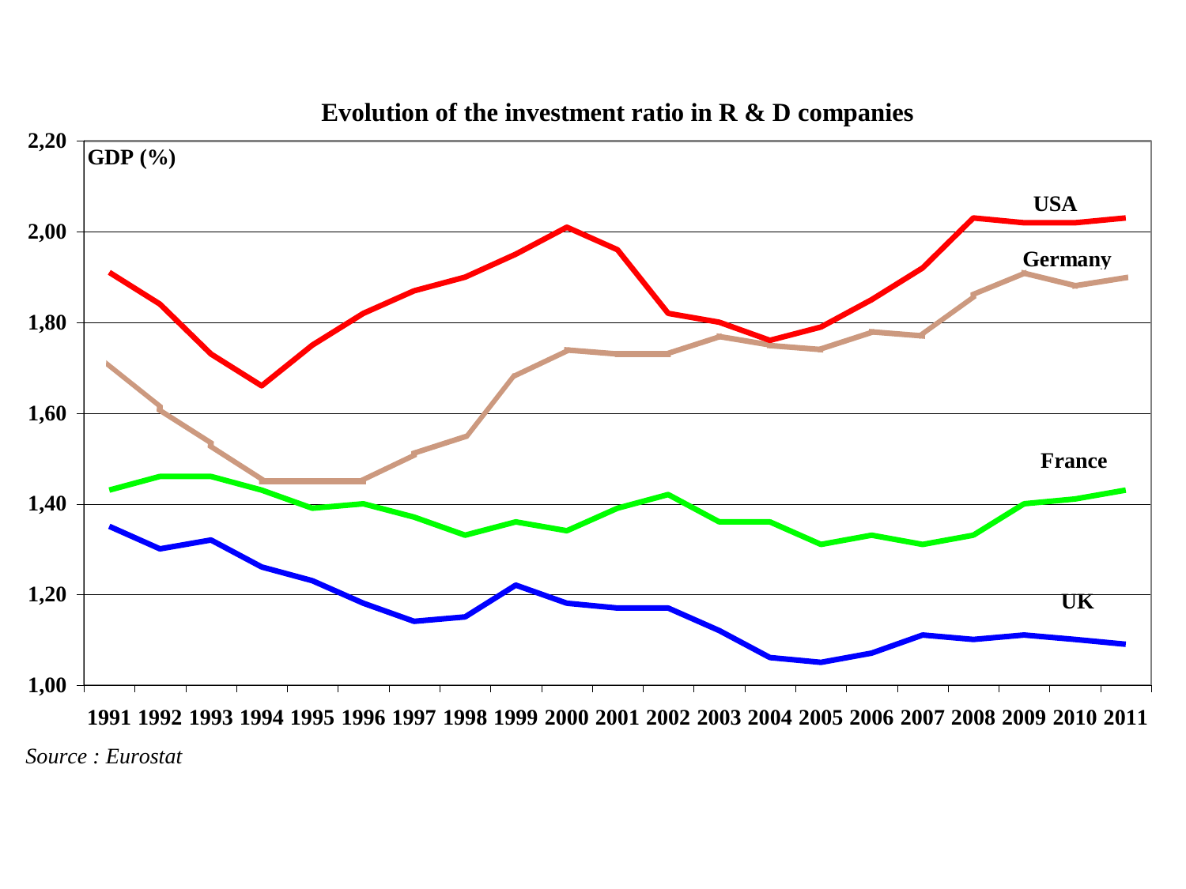## Evolution of the investment ratio in R & D companies

*Source : Eurostat*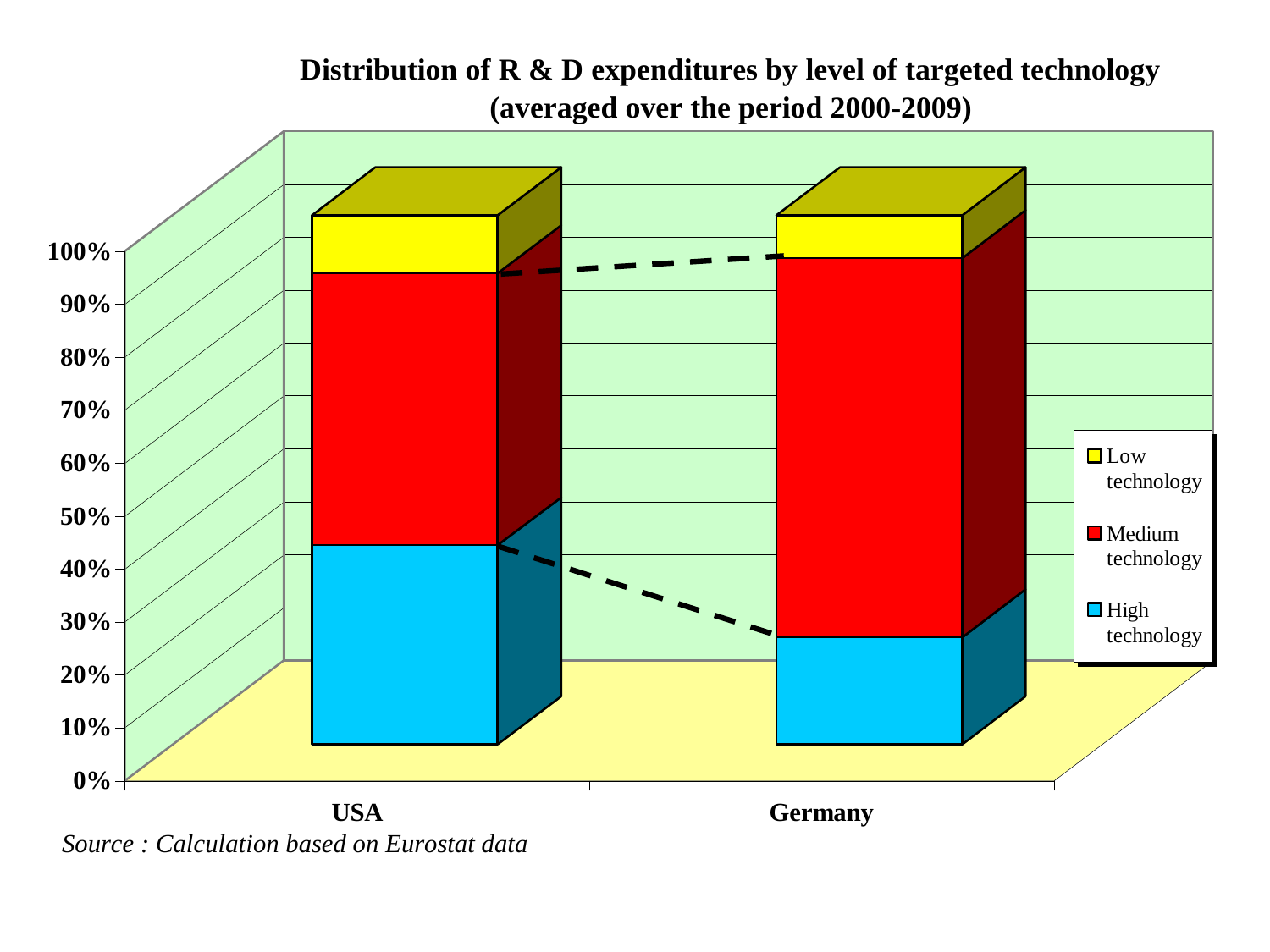**Distribution of R & D expenditures by level of targeted technology (averaged over the period 2000-2009)**

*Source : Calculation based on Eurostat data*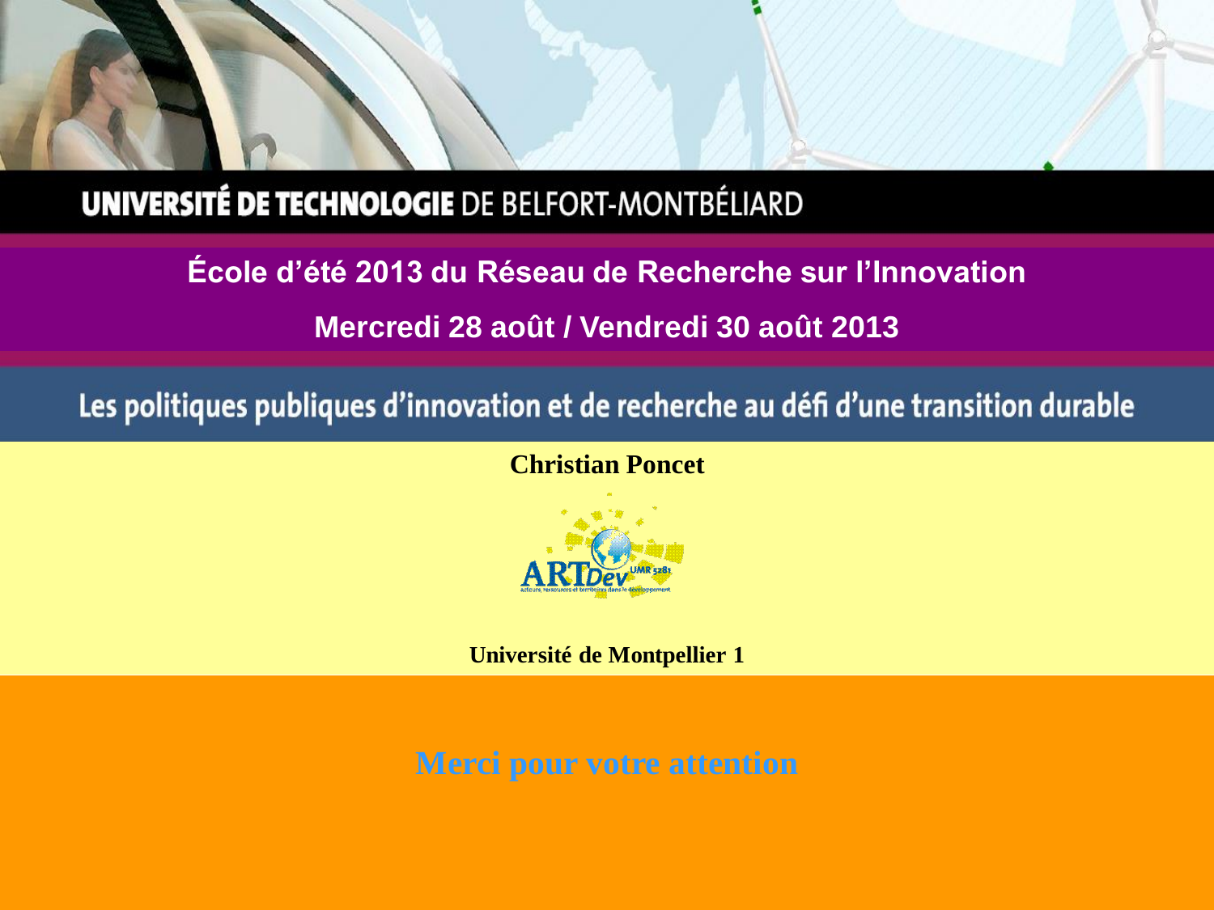UNIVERSITÉ DE TECHNOLOGIE DE BELFORT-MONTBÉLIARD

**École d'été 2013 du Réseau de Recherche sur l'Innovation**

**Mercredi 28 août / Vendredi 30 août 2013**

**Les politiques publiques d'innovation et de recherche au défi d'une transition durable**

**Christian Poncet**

ARTDev UMR 5281 – acteurs, ressources et territoires dans le développement

**Université de Montpellier 1**

**Merci pour votre attention**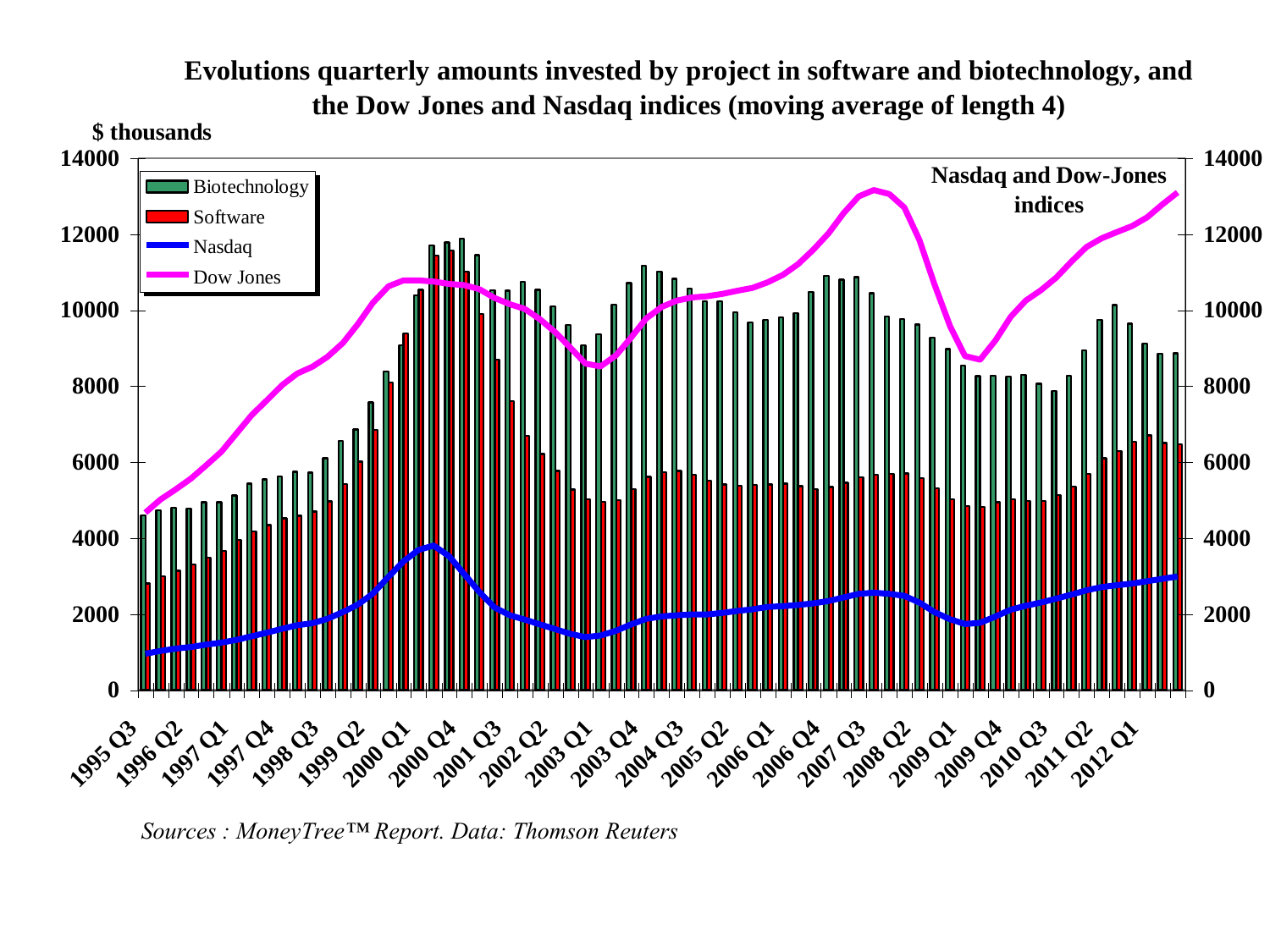**Evolutions quarterly amounts invested by project in software and biotechnology, and the Dow Jones and Nasdaq indices (moving average of length 4)**

$ thousands

14000
12000
10000
8000
6000
4000
2000
0

Biotechnology
Software
Nasdaq
Dow Jones

Nasdaq and Dow-Jones indices

1995 Q3
1996 Q2
1997 Q1
1997 Q4
1998 Q3
1999 Q2
2000 Q1
2000 Q4
2001 Q3
2002 Q2
2003 Q1
2003 Q4
2004 Q3
2005 Q2
2006 Q1
2006 Q4
2007 Q3
2008 Q2
2009 Q1
2009 Q4
2010 Q3
2011 Q2
2012 Q1

*Sources : MoneyTree™ Report. Data: Thomson Reuters*